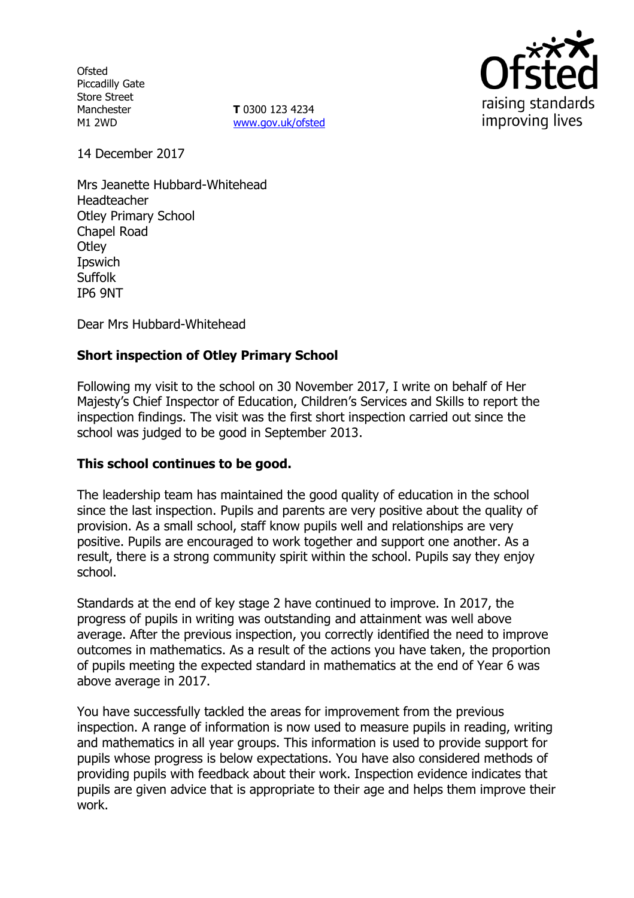Ofsted
Piccadilly Gate
Store Street
Manchester
M1 2WD

**T** 0300 123 4234
www.gov.uk/ofsted

14 December 2017

Mrs Jeanette Hubbard-Whitehead
Headteacher
Otley Primary School
Chapel Road
Otley
Ipswich
Suffolk
IP6 9NT

Dear Mrs Hubbard-Whitehead

**Short inspection of Otley Primary School**

Following my visit to the school on 30 November 2017, I write on behalf of Her Majesty's Chief Inspector of Education, Children's Services and Skills to report the inspection findings. The visit was the first short inspection carried out since the school was judged to be good in September 2013.

**This school continues to be good.**

The leadership team has maintained the good quality of education in the school since the last inspection. Pupils and parents are very positive about the quality of provision. As a small school, staff know pupils well and relationships are very positive. Pupils are encouraged to work together and support one another. As a result, there is a strong community spirit within the school. Pupils say they enjoy school.

Standards at the end of key stage 2 have continued to improve. In 2017, the progress of pupils in writing was outstanding and attainment was well above average. After the previous inspection, you correctly identified the need to improve outcomes in mathematics. As a result of the actions you have taken, the proportion of pupils meeting the expected standard in mathematics at the end of Year 6 was above average in 2017.

You have successfully tackled the areas for improvement from the previous inspection. A range of information is now used to measure pupils in reading, writing and mathematics in all year groups. This information is used to provide support for pupils whose progress is below expectations. You have also considered methods of providing pupils with feedback about their work. Inspection evidence indicates that pupils are given advice that is appropriate to their age and helps them improve their work.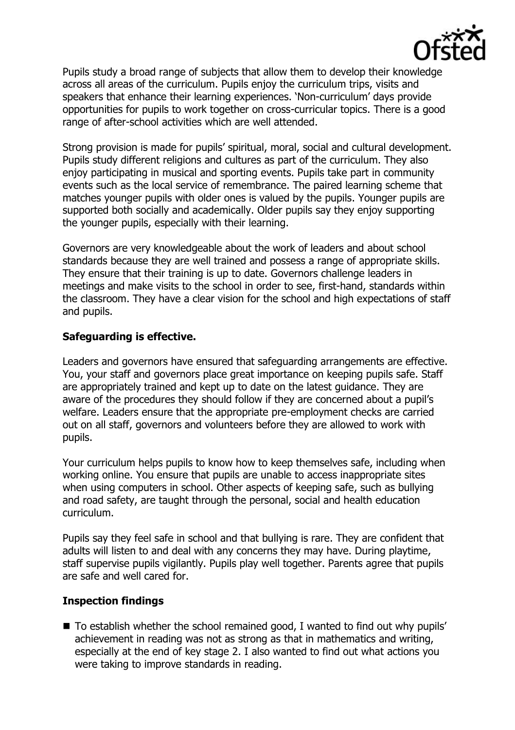Pupils study a broad range of subjects that allow them to develop their knowledge across all areas of the curriculum. Pupils enjoy the curriculum trips, visits and speakers that enhance their learning experiences. 'Non-curriculum' days provide opportunities for pupils to work together on cross-curricular topics. There is a good range of after-school activities which are well attended.

Strong provision is made for pupils' spiritual, moral, social and cultural development. Pupils study different religions and cultures as part of the curriculum. They also enjoy participating in musical and sporting events. Pupils take part in community events such as the local service of remembrance. The paired learning scheme that matches younger pupils with older ones is valued by the pupils. Younger pupils are supported both socially and academically. Older pupils say they enjoy supporting the younger pupils, especially with their learning.

Governors are very knowledgeable about the work of leaders and about school standards because they are well trained and possess a range of appropriate skills. They ensure that their training is up to date. Governors challenge leaders in meetings and make visits to the school in order to see, first-hand, standards within the classroom. They have a clear vision for the school and high expectations of staff and pupils.

**Safeguarding is effective.**

Leaders and governors have ensured that safeguarding arrangements are effective. You, your staff and governors place great importance on keeping pupils safe. Staff are appropriately trained and kept up to date on the latest guidance. They are aware of the procedures they should follow if they are concerned about a pupil's welfare. Leaders ensure that the appropriate pre-employment checks are carried out on all staff, governors and volunteers before they are allowed to work with pupils.

Your curriculum helps pupils to know how to keep themselves safe, including when working online. You ensure that pupils are unable to access inappropriate sites when using computers in school. Other aspects of keeping safe, such as bullying and road safety, are taught through the personal, social and health education curriculum.

Pupils say they feel safe in school and that bullying is rare. They are confident that adults will listen to and deal with any concerns they may have. During playtime, staff supervise pupils vigilantly. Pupils play well together. Parents agree that pupils are safe and well cared for.

**Inspection findings**

- To establish whether the school remained good, I wanted to find out why pupils' achievement in reading was not as strong as that in mathematics and writing, especially at the end of key stage 2. I also wanted to find out what actions you were taking to improve standards in reading.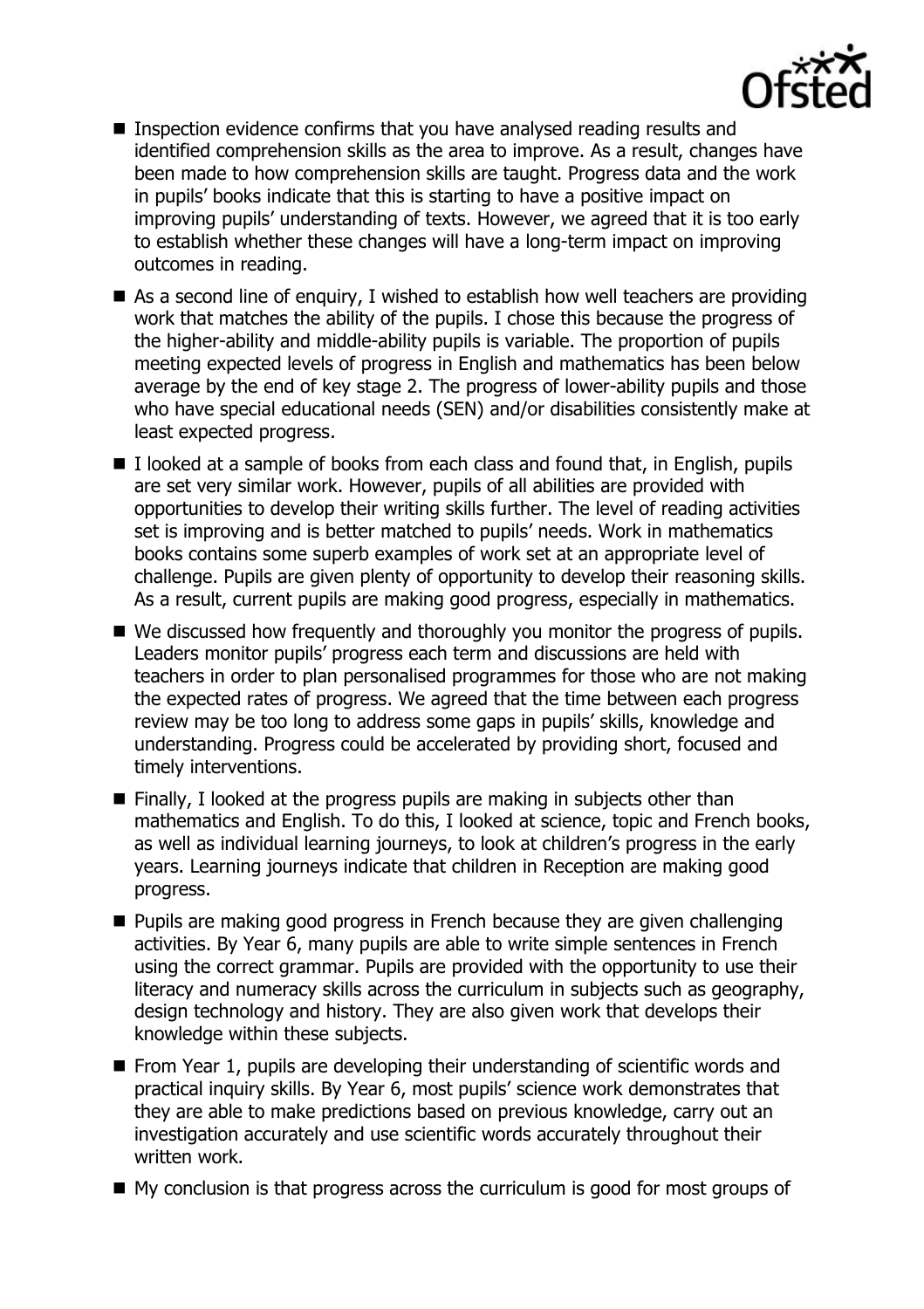- Inspection evidence confirms that you have analysed reading results and identified comprehension skills as the area to improve. As a result, changes have been made to how comprehension skills are taught. Progress data and the work in pupils' books indicate that this is starting to have a positive impact on improving pupils' understanding of texts. However, we agreed that it is too early to establish whether these changes will have a long-term impact on improving outcomes in reading.
- As a second line of enquiry, I wished to establish how well teachers are providing work that matches the ability of the pupils. I chose this because the progress of the higher-ability and middle-ability pupils is variable. The proportion of pupils meeting expected levels of progress in English and mathematics has been below average by the end of key stage 2. The progress of lower-ability pupils and those who have special educational needs (SEN) and/or disabilities consistently make at least expected progress.
- I looked at a sample of books from each class and found that, in English, pupils are set very similar work. However, pupils of all abilities are provided with opportunities to develop their writing skills further. The level of reading activities set is improving and is better matched to pupils' needs. Work in mathematics books contains some superb examples of work set at an appropriate level of challenge. Pupils are given plenty of opportunity to develop their reasoning skills. As a result, current pupils are making good progress, especially in mathematics.
- We discussed how frequently and thoroughly you monitor the progress of pupils. Leaders monitor pupils' progress each term and discussions are held with teachers in order to plan personalised programmes for those who are not making the expected rates of progress. We agreed that the time between each progress review may be too long to address some gaps in pupils' skills, knowledge and understanding. Progress could be accelerated by providing short, focused and timely interventions.
- Finally, I looked at the progress pupils are making in subjects other than mathematics and English. To do this, I looked at science, topic and French books, as well as individual learning journeys, to look at children's progress in the early years. Learning journeys indicate that children in Reception are making good progress.
- Pupils are making good progress in French because they are given challenging activities. By Year 6, many pupils are able to write simple sentences in French using the correct grammar. Pupils are provided with the opportunity to use their literacy and numeracy skills across the curriculum in subjects such as geography, design technology and history. They are also given work that develops their knowledge within these subjects.
- From Year 1, pupils are developing their understanding of scientific words and practical inquiry skills. By Year 6, most pupils' science work demonstrates that they are able to make predictions based on previous knowledge, carry out an investigation accurately and use scientific words accurately throughout their written work.
- My conclusion is that progress across the curriculum is good for most groups of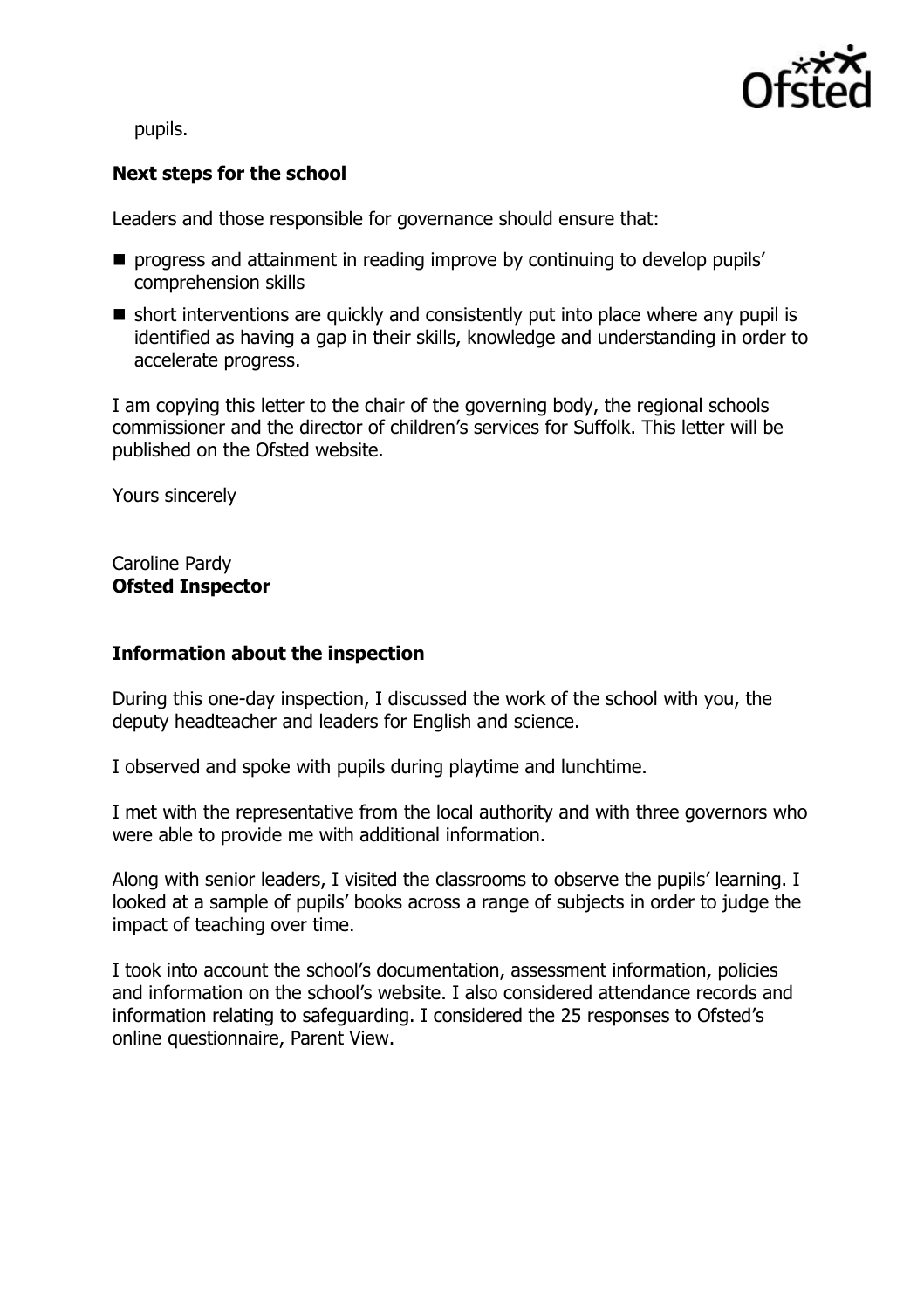pupils.

## Next steps for the school

Leaders and those responsible for governance should ensure that:

- progress and attainment in reading improve by continuing to develop pupils' comprehension skills
- short interventions are quickly and consistently put into place where any pupil is identified as having a gap in their skills, knowledge and understanding in order to accelerate progress.

I am copying this letter to the chair of the governing body, the regional schools commissioner and the director of children's services for Suffolk. This letter will be published on the Ofsted website.

Yours sincerely

Caroline Pardy
**Ofsted Inspector**

## Information about the inspection

During this one-day inspection, I discussed the work of the school with you, the deputy headteacher and leaders for English and science.

I observed and spoke with pupils during playtime and lunchtime.

I met with the representative from the local authority and with three governors who were able to provide me with additional information.

Along with senior leaders, I visited the classrooms to observe the pupils' learning. I looked at a sample of pupils' books across a range of subjects in order to judge the impact of teaching over time.

I took into account the school's documentation, assessment information, policies and information on the school's website. I also considered attendance records and information relating to safeguarding. I considered the 25 responses to Ofsted's online questionnaire, Parent View.